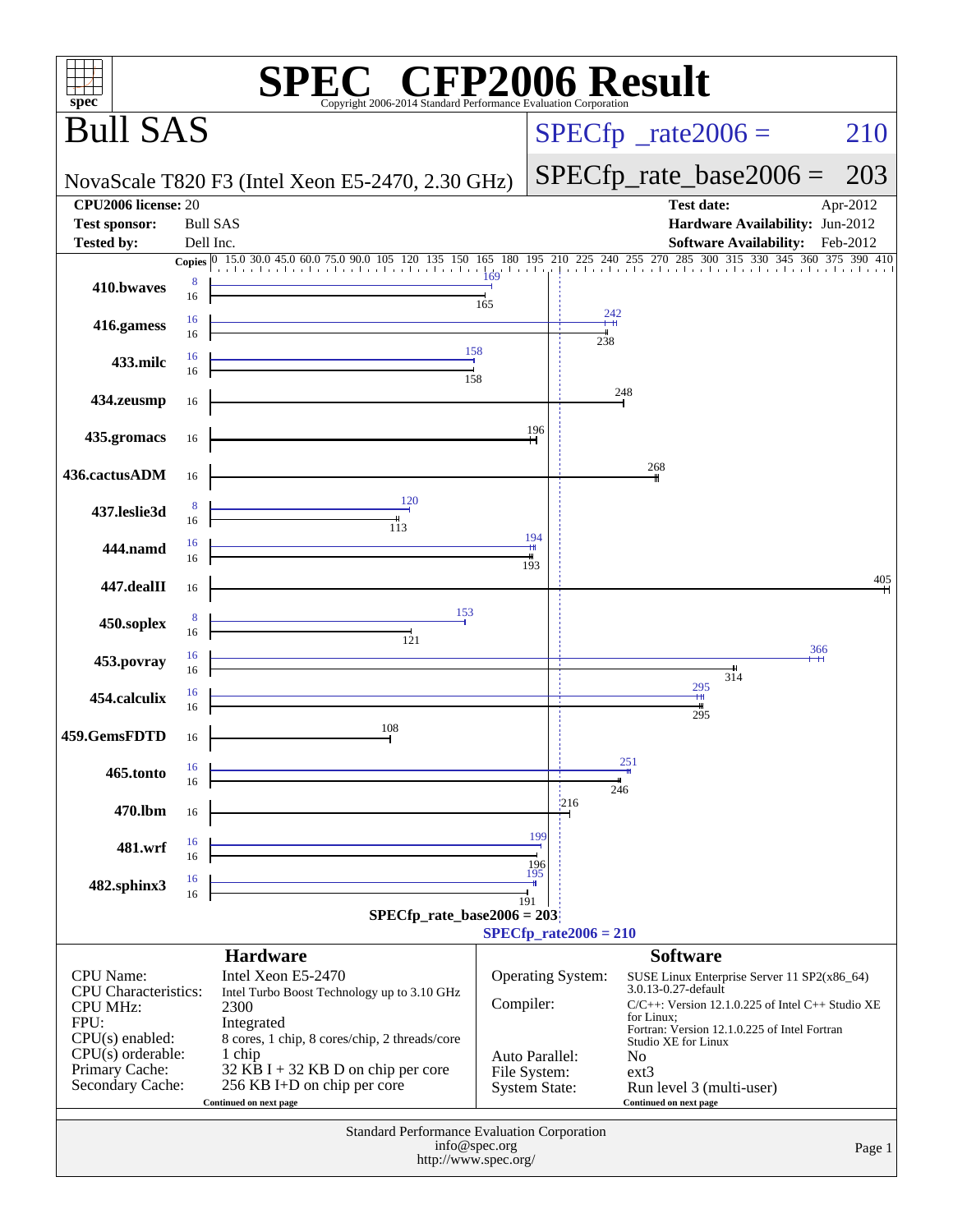# SPEC CFP2006 Result

Copyright 2006-2014 Standard Performance Evaluation Corporation

## Bull SAS

NovaScale T820 F3 (Intel Xeon E5-2470, 2.30 GHz)

SPECfp_rate2006 = 210

SPECfp_rate_base2006 = 203

| | | | |
|---|---|---|---|
| **CPU2006 license:** | 20 | **Test date:** | Apr-2012 |
| **Test sponsor:** | Bull SAS | **Hardware Availability:** | Jun-2012 |
| **Tested by:** | Dell Inc. | **Software Availability:** | Feb-2012 |

| Benchmark | Copies (peak) | Peak | Copies (base) | Base |
|---|---|---|---|---|
| 410.bwaves | 8 | 169 | 16 | 165 |
| 416.gamess | 16 | 242 | 16 | 238 |
| 433.milc | 16 | 158 | 16 | 158 |
| 434.zeusmp | | | 16 | 248 |
| 435.gromacs | | | 16 | 196 |
| 436.cactusADM | | | 16 | 268 |
| 437.leslie3d | 8 | 120 | 16 | 113 |
| 444.namd | 16 | 194 | 16 | 193 |
| 447.dealII | | | 16 | 405 |
| 450.soplex | 8 | 153 | 16 | 121 |
| 453.povray | 16 | 366 | 16 | 314 |
| 454.calculix | 16 | 295 | 16 | 295 |
| 459.GemsFDTD | | | 16 | 108 |
| 465.tonto | 16 | 251 | 16 | 246 |
| 470.lbm | | | 16 | 216 |
| 481.wrf | 16 | 199 | 16 | 196 |
| 482.sphinx3 | 16 | 195 | 16 | 191 |

SPECfp_rate_base2006 = 203

SPECfp_rate2006 = 210

### Hardware

| | |
|---|---|
| CPU Name: | Intel Xeon E5-2470 |
| CPU Characteristics: | Intel Turbo Boost Technology up to 3.10 GHz |
| CPU MHz: | 2300 |
| FPU: | Integrated |
| CPU(s) enabled: | 8 cores, 1 chip, 8 cores/chip, 2 threads/core |
| CPU(s) orderable: | 1 chip |
| Primary Cache: | 32 KB I + 32 KB D on chip per core |
| Secondary Cache: | 256 KB I+D on chip per core |

Continued on next page

### Software

| | |
|---|---|
| Operating System: | SUSE Linux Enterprise Server 11 SP2(x86_64) 3.0.13-0.27-default |
| Compiler: | C/C++: Version 12.1.0.225 of Intel C++ Studio XE for Linux; Fortran: Version 12.1.0.225 of Intel Fortran Studio XE for Linux |
| Auto Parallel: | No |
| File System: | ext3 |
| System State: | Run level 3 (multi-user) |

Continued on next page

Standard Performance Evaluation Corporation
info@spec.org
http://www.spec.org/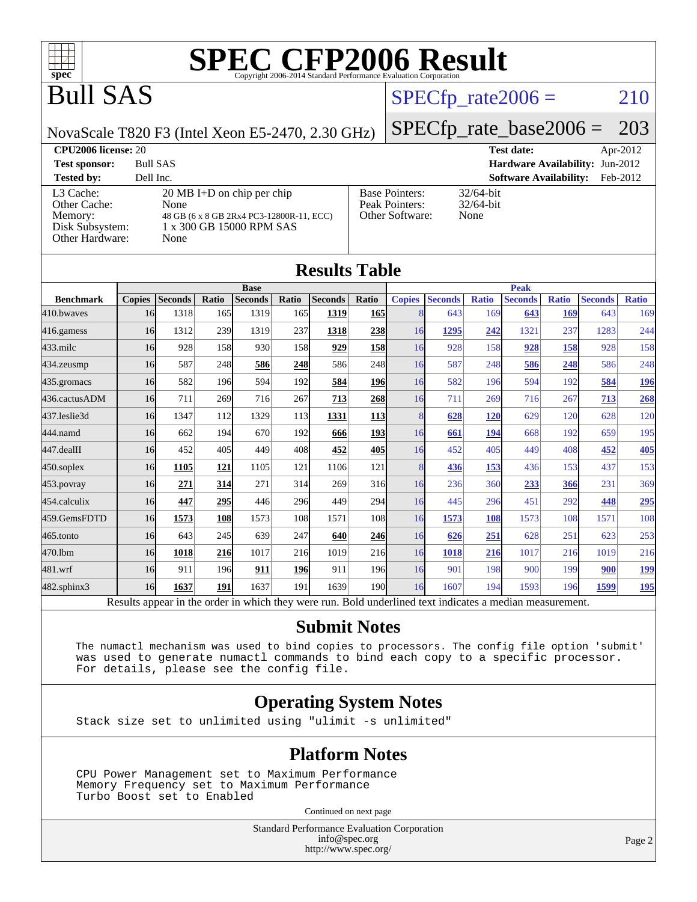# SPEC CFP2006 Result

Copyright 2006-2014 Standard Performance Evaluation Corporation

# Bull SAS

NovaScale T820 F3 (Intel Xeon E5-2470, 2.30 GHz)

SPECfp_rate2006 = 210

SPECfp_rate_base2006 = 203

| | | | |
|---|---|---|---|
| **CPU2006 license:** 20 | | **Test date:** | Apr-2012 |
| **Test sponsor:** | Bull SAS | **Hardware Availability:** | Jun-2012 |
| **Tested by:** | Dell Inc. | **Software Availability:** | Feb-2012 |

| | |
|---|---|
| L3 Cache: | 20 MB I+D on chip per chip |
| Other Cache: | None |
| Memory: | 48 GB (6 x 8 GB 2Rx4 PC3-12800R-11, ECC) |
| Disk Subsystem: | 1 x 300 GB 15000 RPM SAS |
| Other Hardware: | None |

| | |
|---|---|
| Base Pointers: | 32/64-bit |
| Peak Pointers: | 32/64-bit |
| Other Software: | None |

## Results Table

| | Base | | | | | | | Peak | | | | | | |
|---|---|---|---|---|---|---|---|---|---|---|---|---|---|---|
| **Benchmark** | **Copies** | **Seconds** | **Ratio** | **Seconds** | **Ratio** | **Seconds** | **Ratio** | **Copies** | **Seconds** | **Ratio** | **Seconds** | **Ratio** | **Seconds** | **Ratio** |
| 410.bwaves | 16 | 1318 | 165 | 1319 | 165 | **1319** | **165** | 8 | 643 | 169 | **643** | **169** | 643 | 169 |
| 416.gamess | 16 | 1312 | 239 | 1319 | 237 | **1318** | **238** | 16 | **1295** | **242** | 1321 | 237 | 1283 | 244 |
| 433.milc | 16 | 928 | 158 | 930 | 158 | **929** | **158** | 16 | 928 | 158 | **928** | **158** | 928 | 158 |
| 434.zeusmp | 16 | 587 | 248 | **586** | **248** | 586 | 248 | 16 | 587 | 248 | **586** | **248** | 586 | 248 |
| 435.gromacs | 16 | 582 | 196 | 594 | 192 | **584** | **196** | 16 | 582 | 196 | 594 | 192 | **584** | **196** |
| 436.cactusADM | 16 | 711 | 269 | 716 | 267 | **713** | **268** | 16 | 711 | 269 | 716 | 267 | **713** | **268** |
| 437.leslie3d | 16 | 1347 | 112 | 1329 | 113 | **1331** | **113** | 8 | **628** | **120** | 629 | 120 | 628 | 120 |
| 444.namd | 16 | 662 | 194 | 670 | 192 | **666** | **193** | 16 | **661** | **194** | 668 | 192 | 659 | 195 |
| 447.dealII | 16 | 452 | 405 | 449 | 408 | **452** | **405** | 16 | 452 | 405 | 449 | 408 | **452** | **405** |
| 450.soplex | 16 | **1105** | **121** | 1105 | 121 | 1106 | 121 | 8 | **436** | **153** | 436 | 153 | 437 | 153 |
| 453.povray | 16 | **271** | **314** | 271 | 314 | 269 | 316 | 16 | 236 | 360 | **233** | **366** | 231 | 369 |
| 454.calculix | 16 | **447** | **295** | 446 | 296 | 449 | 294 | 16 | 445 | 296 | 451 | 292 | **448** | **295** |
| 459.GemsFDTD | 16 | **1573** | **108** | 1573 | 108 | 1571 | 108 | 16 | **1573** | **108** | 1573 | 108 | 1571 | 108 |
| 465.tonto | 16 | 643 | 245 | 639 | 247 | **640** | **246** | 16 | **626** | **251** | 628 | 251 | 623 | 253 |
| 470.lbm | 16 | **1018** | **216** | 1017 | 216 | 1019 | 216 | 16 | **1018** | **216** | 1017 | 216 | 1019 | 216 |
| 481.wrf | 16 | 911 | 196 | **911** | **196** | 911 | 196 | 16 | 901 | 198 | 900 | 199 | **900** | **199** |
| 482.sphinx3 | 16 | **1637** | **191** | 1637 | 191 | 1639 | 190 | 16 | 1607 | 194 | 1593 | 196 | **1599** | **195** |

Results appear in the order in which they were run. Bold underlined text indicates a median measurement.

## Submit Notes

The numactl mechanism was used to bind copies to processors. The config file option 'submit' was used to generate numactl commands to bind each copy to a specific processor. For details, please see the config file.

## Operating System Notes

Stack size set to unlimited using "ulimit -s unlimited"

## Platform Notes

CPU Power Management set to Maximum Performance
Memory Frequency set to Maximum Performance
Turbo Boost set to Enabled

Continued on next page

Standard Performance Evaluation Corporation
info@spec.org
http://www.spec.org/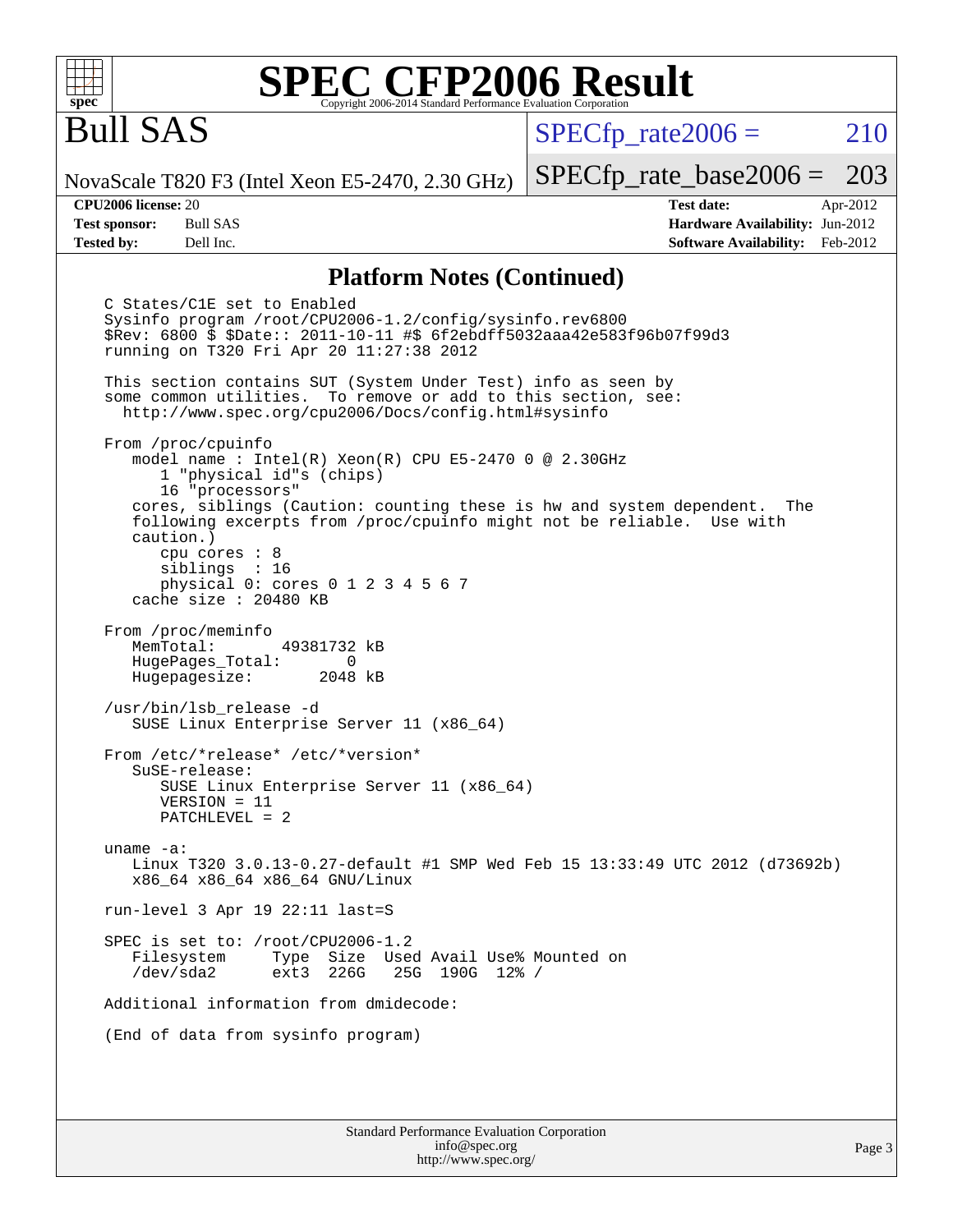# SPEC CFP2006 Result

Copyright 2006-2014 Standard Performance Evaluation Corporation

## Bull SAS

NovaScale T820 F3 (Intel Xeon E5-2470, 2.30 GHz)

SPECfp_rate2006 = 210

SPECfp_rate_base2006 = 203

| | | | |
|---|---|---|---|
| **CPU2006 license:** | 20 | **Test date:** | Apr-2012 |
| **Test sponsor:** | Bull SAS | **Hardware Availability:** | Jun-2012 |
| **Tested by:** | Dell Inc. | **Software Availability:** | Feb-2012 |

### Platform Notes (Continued)

```
C States/C1E set to Enabled
Sysinfo program /root/CPU2006-1.2/config/sysinfo.rev6800
$Rev: 6800 $ $Date:: 2011-10-11 #$ 6f2ebdff5032aaa42e583f96b07f99d3
running on T320 Fri Apr 20 11:27:38 2012

This section contains SUT (System Under Test) info as seen by
some common utilities.  To remove or add to this section, see:
  http://www.spec.org/cpu2006/Docs/config.html#sysinfo

From /proc/cpuinfo
   model name : Intel(R) Xeon(R) CPU E5-2470 0 @ 2.30GHz
      1 "physical id"s (chips)
      16 "processors"
   cores, siblings (Caution: counting these is hw and system dependent.  The
   following excerpts from /proc/cpuinfo might not be reliable.  Use with
   caution.)
      cpu cores : 8
      siblings  : 16
      physical 0: cores 0 1 2 3 4 5 6 7
   cache size : 20480 KB

From /proc/meminfo
   MemTotal:       49381732 kB
   HugePages_Total:       0
   Hugepagesize:       2048 kB

/usr/bin/lsb_release -d
   SUSE Linux Enterprise Server 11 (x86_64)

From /etc/*release* /etc/*version*
   SuSE-release:
      SUSE Linux Enterprise Server 11 (x86_64)
      VERSION = 11
      PATCHLEVEL = 2

uname -a:
   Linux T320 3.0.13-0.27-default #1 SMP Wed Feb 15 13:33:49 UTC 2012 (d73692b)
   x86_64 x86_64 x86_64 GNU/Linux

run-level 3 Apr 19 22:11 last=S

SPEC is set to: /root/CPU2006-1.2
   Filesystem     Type  Size  Used Avail Use% Mounted on
   /dev/sda2      ext3  226G   25G  190G  12% /

Additional information from dmidecode:

(End of data from sysinfo program)
```

Standard Performance Evaluation Corporation
info@spec.org
http://www.spec.org/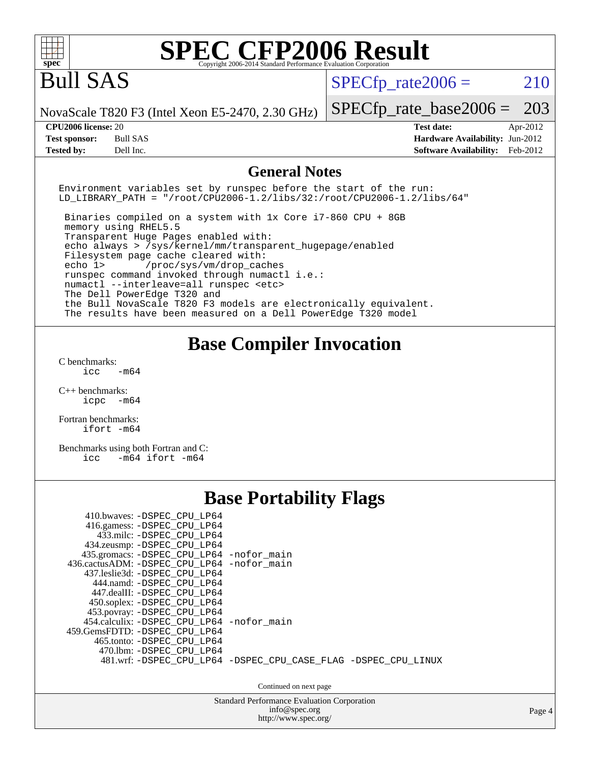# SPEC CFP2006 Result

Copyright 2006-2014 Standard Performance Evaluation Corporation

## Bull SAS

NovaScale T820 F3 (Intel Xeon E5-2470, 2.30 GHz)

SPECfp_rate2006 = 210

SPECfp_rate_base2006 = 203

| | | | |
|---|---|---|---|
| **CPU2006 license:** | 20 | **Test date:** | Apr-2012 |
| **Test sponsor:** | Bull SAS | **Hardware Availability:** | Jun-2012 |
| **Tested by:** | Dell Inc. | **Software Availability:** | Feb-2012 |

## General Notes

```
Environment variables set by runspec before the start of the run:
LD_LIBRARY_PATH = "/root/CPU2006-1.2/libs/32:/root/CPU2006-1.2/libs/64"

 Binaries compiled on a system with 1x Core i7-860 CPU + 8GB
 memory using RHEL5.5
 Transparent Huge Pages enabled with:
 echo always > /sys/kernel/mm/transparent_hugepage/enabled
 Filesystem page cache cleared with:
 echo 1>       /proc/sys/vm/drop_caches
 runspec command invoked through numactl i.e.:
 numactl --interleave=all runspec <etc>
 The Dell PowerEdge T320 and
 the Bull NovaScale T820 F3 models are electronically equivalent.
 The results have been measured on a Dell PowerEdge T320 model
```

## Base Compiler Invocation

C benchmarks:
```
icc   -m64
```

C++ benchmarks:
```
icpc  -m64
```

Fortran benchmarks:
```
ifort -m64
```

Benchmarks using both Fortran and C:
```
icc   -m64 ifort -m64
```

## Base Portability Flags

```
     410.bwaves: -DSPEC_CPU_LP64
     416.gamess: -DSPEC_CPU_LP64
       433.milc: -DSPEC_CPU_LP64
     434.zeusmp: -DSPEC_CPU_LP64
    435.gromacs: -DSPEC_CPU_LP64 -nofor_main
 436.cactusADM: -DSPEC_CPU_LP64 -nofor_main
    437.leslie3d: -DSPEC_CPU_LP64
      444.namd: -DSPEC_CPU_LP64
     447.dealII: -DSPEC_CPU_LP64
     450.soplex: -DSPEC_CPU_LP64
     453.povray: -DSPEC_CPU_LP64
   454.calculix: -DSPEC_CPU_LP64 -nofor_main
 459.GemsFDTD: -DSPEC_CPU_LP64
      465.tonto: -DSPEC_CPU_LP64
        470.lbm: -DSPEC_CPU_LP64
        481.wrf: -DSPEC_CPU_LP64 -DSPEC_CPU_CASE_FLAG -DSPEC_CPU_LINUX
```

Continued on next page

Standard Performance Evaluation Corporation
info@spec.org
http://www.spec.org/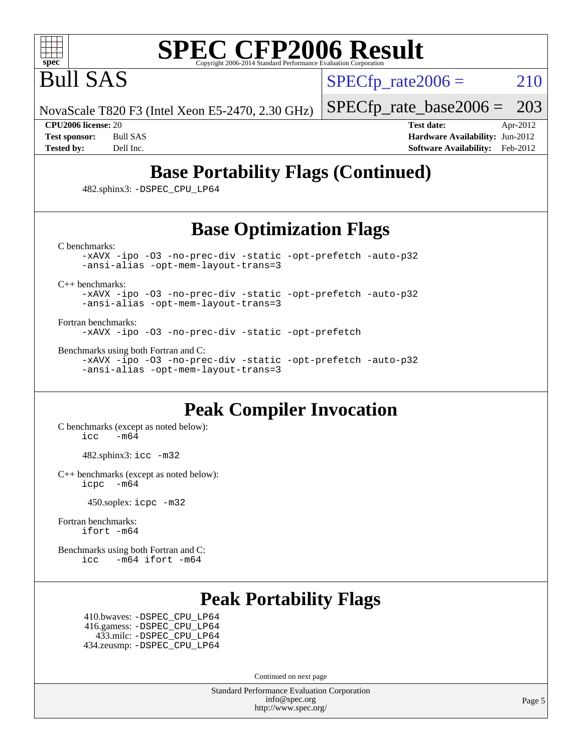# SPEC CFP2006 Result

Copyright 2006-2014 Standard Performance Evaluation Corporation

## Bull SAS

NovaScale T820 F3 (Intel Xeon E5-2470, 2.30 GHz)

SPECfp_rate2006 = 210

SPECfp_rate_base2006 = 203

**CPU2006 license:** 20

**Test sponsor:** Bull SAS

**Tested by:** Dell Inc.

**Test date:** Apr-2012

**Hardware Availability:** Jun-2012

**Software Availability:** Feb-2012

## Base Portability Flags (Continued)

482.sphinx3: -DSPEC_CPU_LP64

## Base Optimization Flags

C benchmarks:

```
-xAVX -ipo -O3 -no-prec-div -static -opt-prefetch -auto-p32
-ansi-alias -opt-mem-layout-trans=3
```

C++ benchmarks:

```
-xAVX -ipo -O3 -no-prec-div -static -opt-prefetch -auto-p32
-ansi-alias -opt-mem-layout-trans=3
```

Fortran benchmarks:

```
-xAVX -ipo -O3 -no-prec-div -static -opt-prefetch
```

Benchmarks using both Fortran and C:

```
-xAVX -ipo -O3 -no-prec-div -static -opt-prefetch -auto-p32
-ansi-alias -opt-mem-layout-trans=3
```

## Peak Compiler Invocation

C benchmarks (except as noted below):

```
icc  -m64
```

482.sphinx3: icc -m32

C++ benchmarks (except as noted below):

```
icpc  -m64
```

450.soplex: icpc -m32

Fortran benchmarks:

```
ifort -m64
```

Benchmarks using both Fortran and C:

```
icc  -m64 ifort -m64
```

## Peak Portability Flags

410.bwaves: -DSPEC_CPU_LP64
416.gamess: -DSPEC_CPU_LP64
433.milc: -DSPEC_CPU_LP64
434.zeusmp: -DSPEC_CPU_LP64

Continued on next page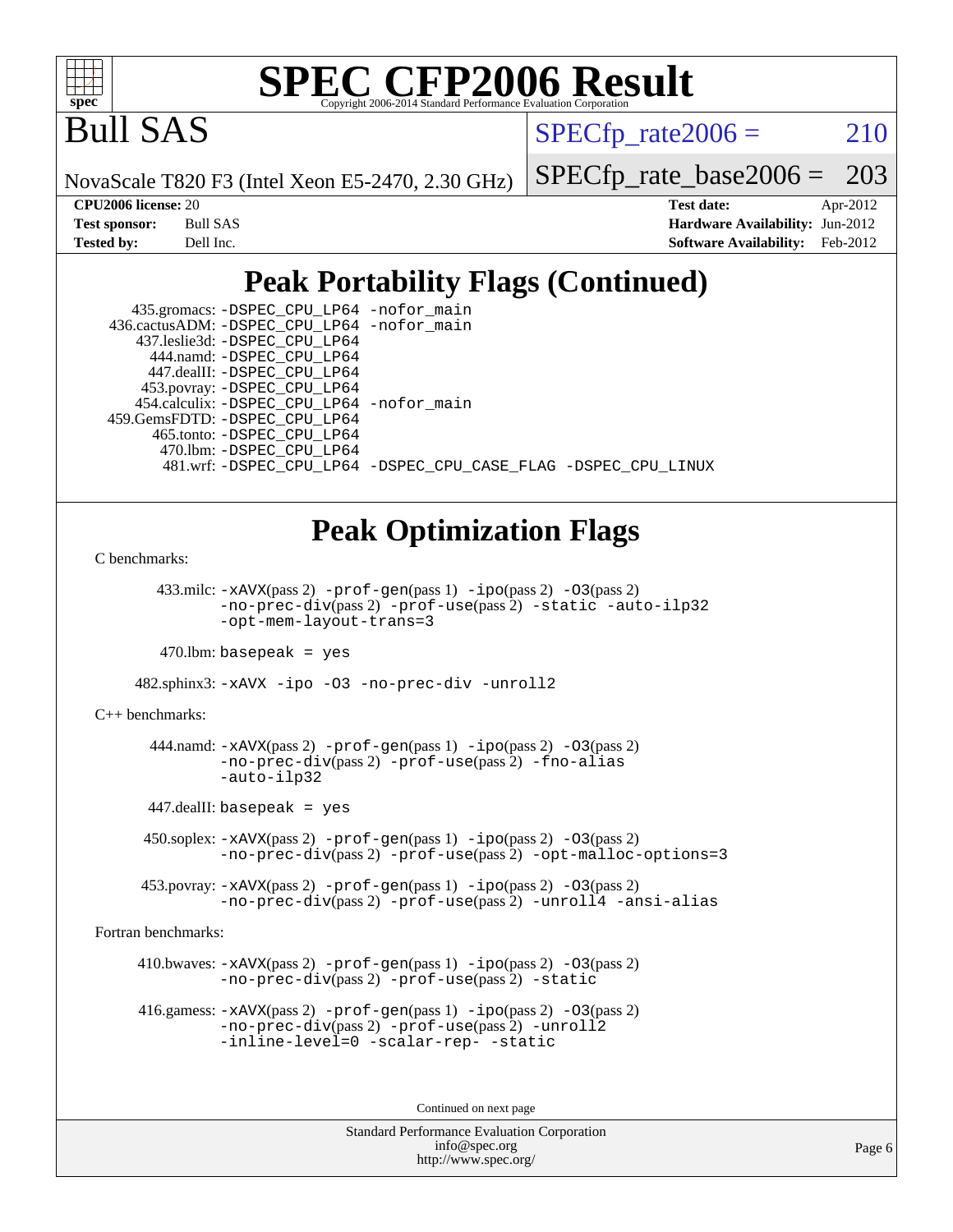# SPEC CFP2006 Result

Bull SAS

NovaScale T820 F3 (Intel Xeon E5-2470, 2.30 GHz)

SPECfp_rate2006 = 210

SPECfp_rate_base2006 = 203

**CPU2006 license:** 20
**Test sponsor:** Bull SAS
**Tested by:** Dell Inc.

**Test date:** Apr-2012
**Hardware Availability:** Jun-2012
**Software Availability:** Feb-2012

## Peak Portability Flags (Continued)

435.gromacs: -DSPEC_CPU_LP64 -nofor_main
436.cactusADM: -DSPEC_CPU_LP64 -nofor_main
437.leslie3d: -DSPEC_CPU_LP64
444.namd: -DSPEC_CPU_LP64
447.dealII: -DSPEC_CPU_LP64
453.povray: -DSPEC_CPU_LP64
454.calculix: -DSPEC_CPU_LP64 -nofor_main
459.GemsFDTD: -DSPEC_CPU_LP64
465.tonto: -DSPEC_CPU_LP64
470.lbm: -DSPEC_CPU_LP64
481.wrf: -DSPEC_CPU_LP64 -DSPEC_CPU_CASE_FLAG -DSPEC_CPU_LINUX

## Peak Optimization Flags

C benchmarks:

433.milc: -xAVX(pass 2) -prof-gen(pass 1) -ipo(pass 2) -O3(pass 2) -no-prec-div(pass 2) -prof-use(pass 2) -static -auto-ilp32 -opt-mem-layout-trans=3

470.lbm: basepeak = yes

482.sphinx3: -xAVX -ipo -O3 -no-prec-div -unroll2

C++ benchmarks:

444.namd: -xAVX(pass 2) -prof-gen(pass 1) -ipo(pass 2) -O3(pass 2) -no-prec-div(pass 2) -prof-use(pass 2) -fno-alias -auto-ilp32

447.dealII: basepeak = yes

450.soplex: -xAVX(pass 2) -prof-gen(pass 1) -ipo(pass 2) -O3(pass 2) -no-prec-div(pass 2) -prof-use(pass 2) -opt-malloc-options=3

453.povray: -xAVX(pass 2) -prof-gen(pass 1) -ipo(pass 2) -O3(pass 2) -no-prec-div(pass 2) -prof-use(pass 2) -unroll4 -ansi-alias

Fortran benchmarks:

410.bwaves: -xAVX(pass 2) -prof-gen(pass 1) -ipo(pass 2) -O3(pass 2) -no-prec-div(pass 2) -prof-use(pass 2) -static

416.gamess: -xAVX(pass 2) -prof-gen(pass 1) -ipo(pass 2) -O3(pass 2) -no-prec-div(pass 2) -prof-use(pass 2) -unroll2 -inline-level=0 -scalar-rep- -static

Continued on next page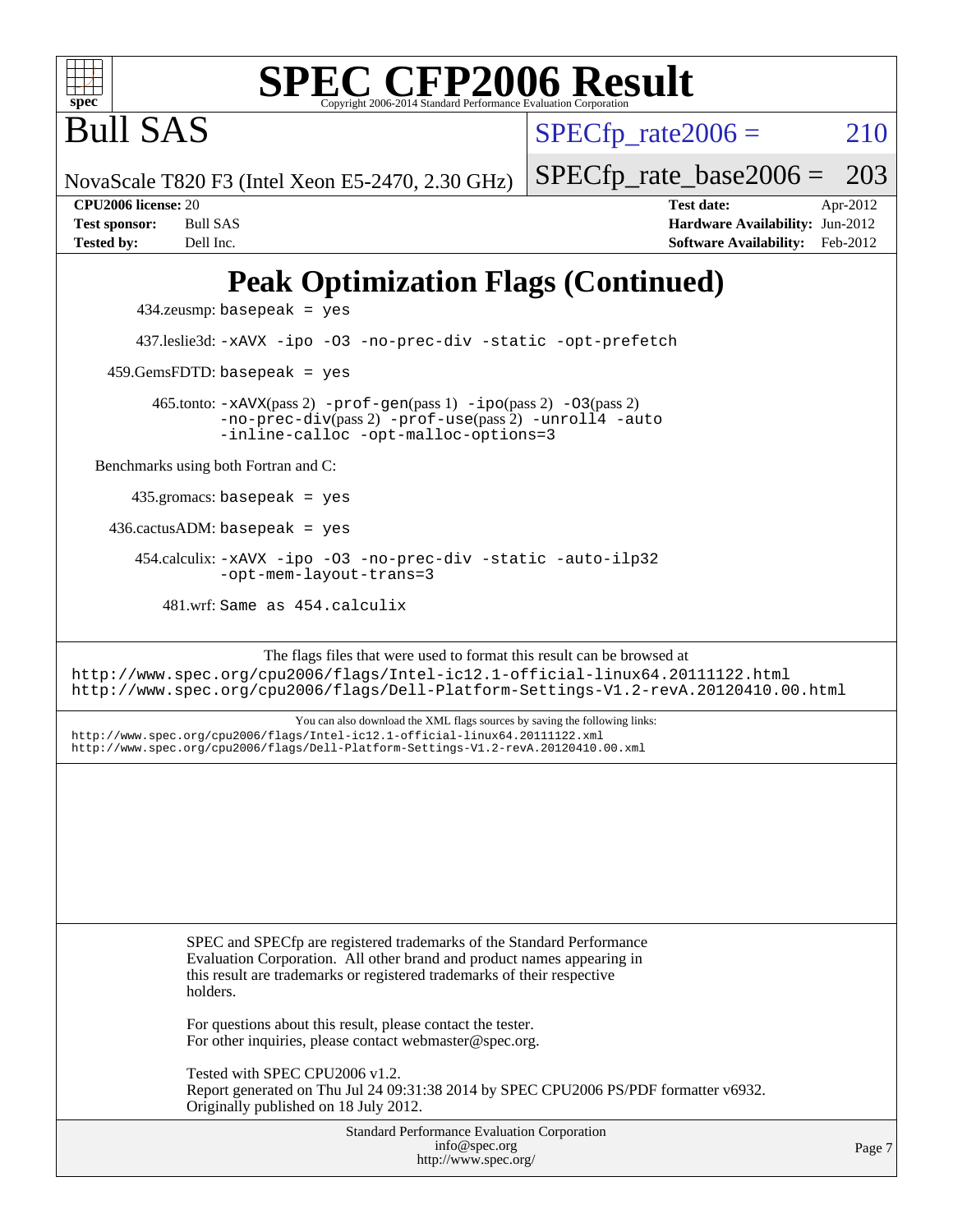## Peak Optimization Flags (Continued)

434.zeusmp: `basepeak = yes`

437.leslie3d: `-xAVX -ipo -O3 -no-prec-div -static -opt-prefetch`

459.GemsFDTD: `basepeak = yes`

465.tonto: `-xAVX`(pass 2) `-prof-gen`(pass 1) `-ipo`(pass 2) `-O3`(pass 2) `-no-prec-div`(pass 2) `-prof-use`(pass 2) `-unroll4 -auto -inline-calloc -opt-malloc-options=3`

Benchmarks using both Fortran and C:

435.gromacs: `basepeak = yes`

436.cactusADM: `basepeak = yes`

454.calculix: `-xAVX -ipo -O3 -no-prec-div -static -auto-ilp32 -opt-mem-layout-trans=3`

481.wrf: `Same as 454.calculix`

The flags files that were used to format this result can be browsed at
http://www.spec.org/cpu2006/flags/Intel-ic12.1-official-linux64.20111122.html
http://www.spec.org/cpu2006/flags/Dell-Platform-Settings-V1.2-revA.20120410.00.html

You can also download the XML flags sources by saving the following links:
http://www.spec.org/cpu2006/flags/Intel-ic12.1-official-linux64.20111122.xml
http://www.spec.org/cpu2006/flags/Dell-Platform-Settings-V1.2-revA.20120410.00.xml

SPEC and SPECfp are registered trademarks of the Standard Performance Evaluation Corporation. All other brand and product names appearing in this result are trademarks or registered trademarks of their respective holders.

For questions about this result, please contact the tester.
For other inquiries, please contact webmaster@spec.org.

Tested with SPEC CPU2006 v1.2.
Report generated on Thu Jul 24 09:31:38 2014 by SPEC CPU2006 PS/PDF formatter v6932.
Originally published on 18 July 2012.